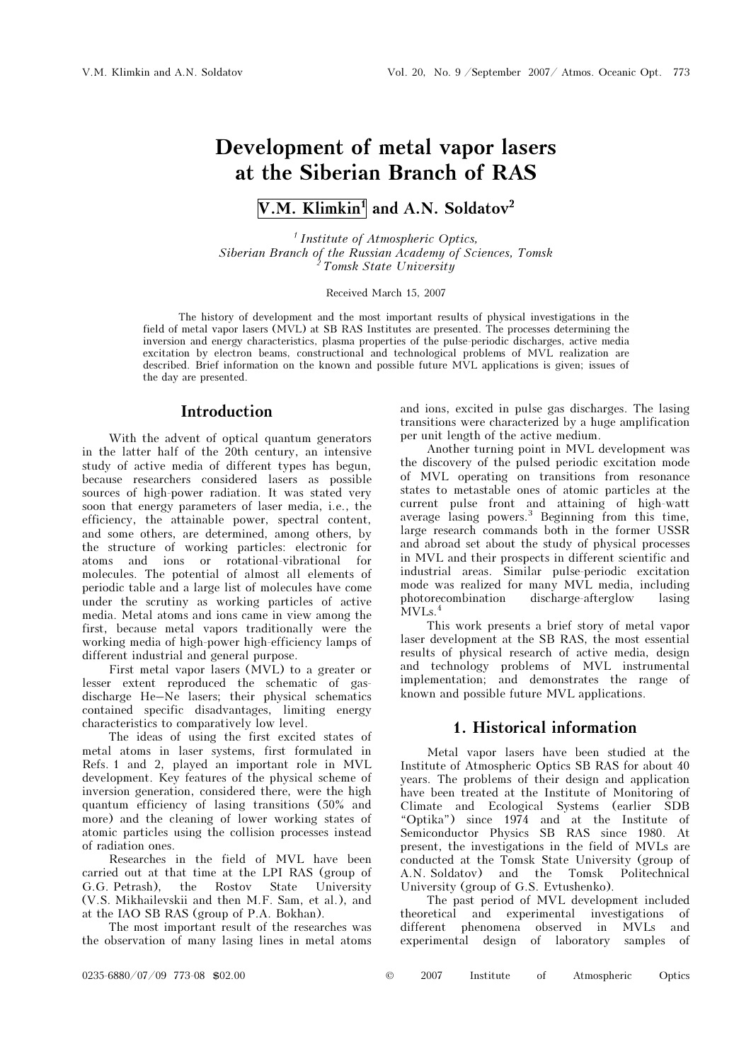# Development of metal vapor lasers at the Siberian Branch of RAS

**V.M. Klimkin[1] and A.N. Soldatov[2]**

[1] *Institute of Atmospheric Optics, Siberian Branch of the Russian Academy of Sciences, Tomsk*
[2] *Tomsk State University*

Received March 15, 2007

The history of development and the most important results of physical investigations in the field of metal vapor lasers (MVL) at SB RAS Institutes are presented. The processes determining the inversion and energy characteristics, plasma properties of the pulse-periodic discharges, active media excitation by electron beams, constructional and technological problems of MVL realization are described. Brief information on the known and possible future MVL applications is given; issues of the day are presented.

## Introduction

With the advent of optical quantum generators in the latter half of the 20th century, an intensive study of active media of different types has begun, because researchers considered lasers as possible sources of high-power radiation. It was stated very soon that energy parameters of laser media, i.e., the efficiency, the attainable power, spectral content, and some others, are determined, among others, by the structure of working particles: electronic for atoms and ions or rotational-vibrational for molecules. The potential of almost all elements of periodic table and a large list of molecules have come under the scrutiny as working particles of active media. Metal atoms and ions came in view among the first, because metal vapors traditionally were the working media of high-power high-efficiency lamps of different industrial and general purpose.

First metal vapor lasers (MVL) to a greater or lesser extent reproduced the schematic of gas-discharge He–Ne lasers; their physical schematics contained specific disadvantages, limiting energy characteristics to comparatively low level.

The ideas of using the first excited states of metal atoms in laser systems, first formulated in Refs. 1 and 2, played an important role in MVL development. Key features of the physical scheme of inversion generation, considered there, were the high quantum efficiency of lasing transitions (50% and more) and the cleaning of lower working states of atomic particles using the collision processes instead of radiation ones.

Researches in the field of MVL have been carried out at that time at the LPI RAS (group of G.G. Petrash), the Rostov State University (V.S. Mikhailevskii and then M.F. Sam, et al.), and at the IAO SB RAS (group of P.A. Bokhan).

The most important result of the researches was the observation of many lasing lines in metal atoms and ions, excited in pulse gas discharges. The lasing transitions were characterized by a huge amplification per unit length of the active medium.

Another turning point in MVL development was the discovery of the pulsed periodic excitation mode of MVL operating on transitions from resonance states to metastable ones of atomic particles at the current pulse front and attaining of high-watt average lasing powers.[3] Beginning from this time, large research commands both in the former USSR and abroad set about the study of physical processes in MVL and their prospects in different scientific and industrial areas. Similar pulse-periodic excitation mode was realized for many MVL media, including photorecombination discharge-afterglow lasing MVLs.[4]

This work presents a brief story of metal vapor laser development at the SB RAS, the most essential results of physical research of active media, design and technology problems of MVL instrumental implementation; and demonstrates the range of known and possible future MVL applications.

## 1. Historical information

Metal vapor lasers have been studied at the Institute of Atmospheric Optics SB RAS for about 40 years. The problems of their design and application have been treated at the Institute of Monitoring of Climate and Ecological Systems (earlier SDB "Optika") since 1974 and at the Institute of Semiconductor Physics SB RAS since 1980. At present, the investigations in the field of MVLs are conducted at the Tomsk State University (group of A.N. Soldatov) and the Tomsk Politechnical University (group of G.S. Evtushenko).

The past period of MVL development included theoretical and experimental investigations of different phenomena observed in MVLs and experimental design of laboratory samples of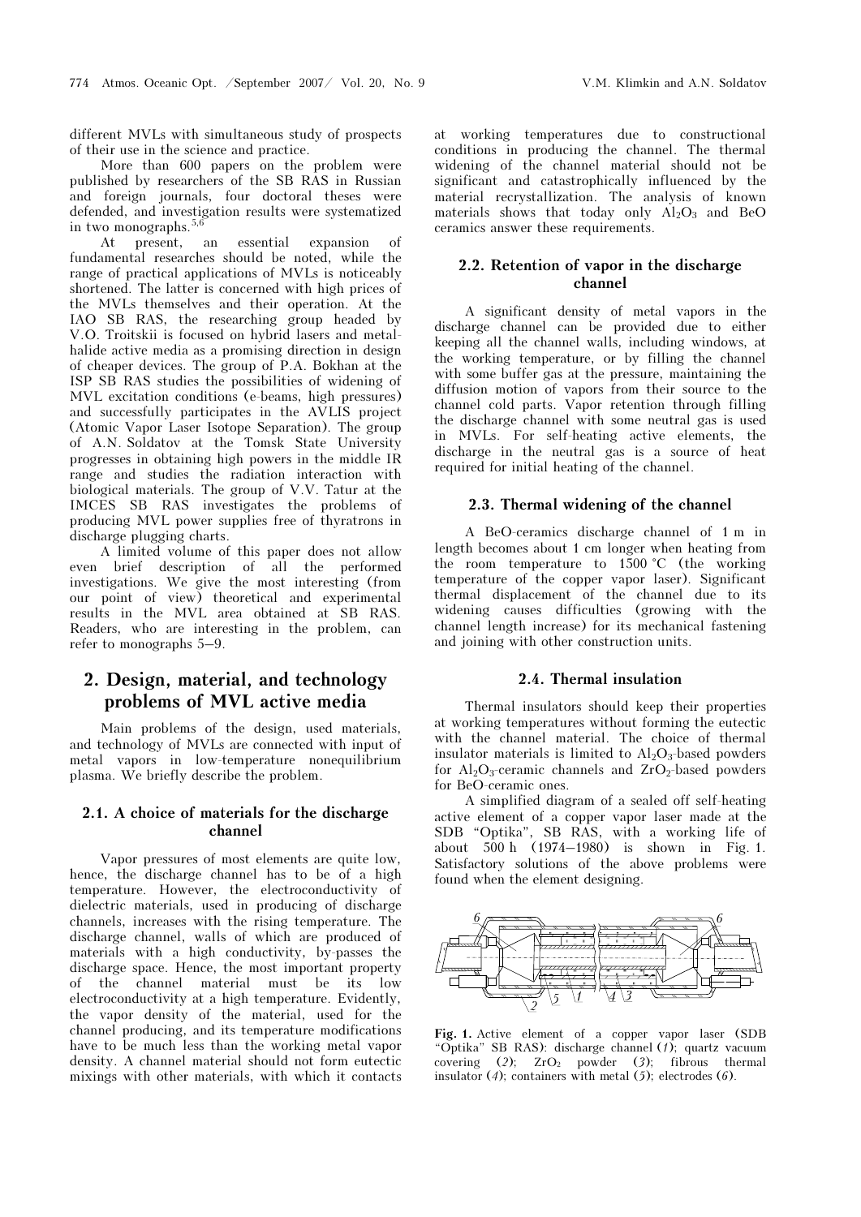different MVLs with simultaneous study of prospects of their use in the science and practice.

More than 600 papers on the problem were published by researchers of the SB RAS in Russian and foreign journals, four doctoral theses were defended, and investigation results were systematized in two monographs.[5,6]

At present, an essential expansion of fundamental researches should be noted, while the range of practical applications of MVLs is noticeably shortened. The latter is concerned with high prices of the MVLs themselves and their operation. At the IAO SB RAS, the researching group headed by V.O. Troitskii is focused on hybrid lasers and metal-halide active media as a promising direction in design of cheaper devices. The group of P.A. Bokhan at the ISP SB RAS studies the possibilities of widening of MVL excitation conditions (e-beams, high pressures) and successfully participates in the AVLIS project (Atomic Vapor Laser Isotope Separation). The group of A.N. Soldatov at the Tomsk State University progresses in obtaining high powers in the middle IR range and studies the radiation interaction with biological materials. The group of V.V. Tatur at the IMCES SB RAS investigates the problems of producing MVL power supplies free of thyratrons in discharge plugging charts.

A limited volume of this paper does not allow even brief description of all the performed investigations. We give the most interesting (from our point of view) theoretical and experimental results in the MVL area obtained at SB RAS. Readers, who are interesting in the problem, can refer to monographs 5–9.

## 2. Design, material, and technology problems of MVL active media

Main problems of the design, used materials, and technology of MVLs are connected with input of metal vapors in low-temperature nonequilibrium plasma. We briefly describe the problem.

### 2.1. A choice of materials for the discharge channel

Vapor pressures of most elements are quite low, hence, the discharge channel has to be of a high temperature. However, the electroconductivity of dielectric materials, used in producing of discharge channels, increases with the rising temperature. The discharge channel, walls of which are produced of materials with a high conductivity, by-passes the discharge space. Hence, the most important property of the channel material must be its low electroconductivity at a high temperature. Evidently, the vapor density of the material, used for the channel producing, and its temperature modifications have to be much less than the working metal vapor density. A channel material should not form eutectic mixings with other materials, with which it contacts at working temperatures due to constructional conditions in producing the channel. The thermal widening of the channel material should not be significant and catastrophically influenced by the material recrystallization. The analysis of known materials shows that today only $Al_2O_3$ and BeO ceramics answer these requirements.

### 2.2. Retention of vapor in the discharge channel

A significant density of metal vapors in the discharge channel can be provided due to either keeping all the channel walls, including windows, at the working temperature, or by filling the channel with some buffer gas at the pressure, maintaining the diffusion motion of vapors from their source to the channel cold parts. Vapor retention through filling the discharge channel with some neutral gas is used in MVLs. For self-heating active elements, the discharge in the neutral gas is a source of heat required for initial heating of the channel.

### 2.3. Thermal widening of the channel

A BeO-ceramics discharge channel of 1 m in length becomes about 1 cm longer when heating from the room temperature to 1500 °C (the working temperature of the copper vapor laser). Significant thermal displacement of the channel due to its widening causes difficulties (growing with the channel length increase) for its mechanical fastening and joining with other construction units.

### 2.4. Thermal insulation

Thermal insulators should keep their properties at working temperatures without forming the eutectic with the channel material. The choice of thermal insulator materials is limited to $Al_2O_3$-based powders for $Al_2O_3$-ceramic channels and $ZrO_2$-based powders for BeO-ceramic ones.

A simplified diagram of a sealed off self-heating active element of a copper vapor laser made at the SDB "Optika", SB RAS, with a working life of about 500 h (1974–1980) is shown in Fig. 1. Satisfactory solutions of the above problems were found when the element designing.

**Fig. 1.** Active element of a copper vapor laser (SDB "Optika" SB RAS): discharge channel (*1*); quartz vacuum covering (*2*); $ZrO_2$ powder (*3*); fibrous thermal insulator (*4*); containers with metal (*5*); electrodes (*6*).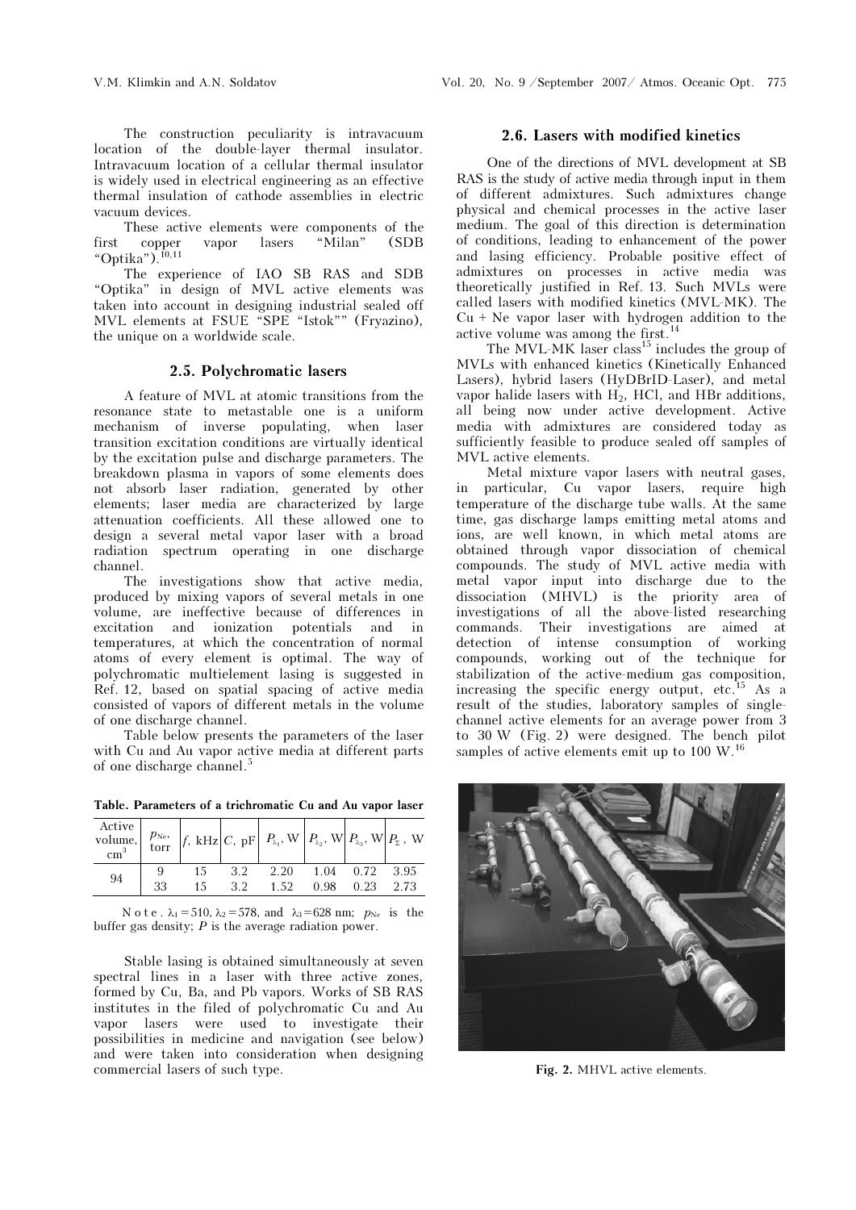The construction peculiarity is intravacuum location of the double-layer thermal insulator. Intravacuum location of a cellular thermal insulator is widely used in electrical engineering as an effective thermal insulation of cathode assemblies in electric vacuum devices.

These active elements were components of the first copper vapor lasers "Milan" (SDB "Optika").[10,11]

The experience of IAO SB RAS and SDB "Optika" in design of MVL active elements was taken into account in designing industrial sealed off MVL elements at FSUE "SPE "Istok"" (Fryazino), the unique on a worldwide scale.

### 2.5. Polychromatic lasers

A feature of MVL at atomic transitions from the resonance state to metastable one is a uniform mechanism of inverse populating, when laser transition excitation conditions are virtually identical by the excitation pulse and discharge parameters. The breakdown plasma in vapors of some elements does not absorb laser radiation, generated by other elements; laser media are characterized by large attenuation coefficients. All these allowed one to design a several metal vapor laser with a broad radiation spectrum operating in one discharge channel.

The investigations show that active media, produced by mixing vapors of several metals in one volume, are ineffective because of differences in excitation and ionization potentials and in temperatures, at which the concentration of normal atoms of every element is optimal. The way of polychromatic multielement lasing is suggested in Ref. 12, based on spatial spacing of active media consisted of vapors of different metals in the volume of one discharge channel.

Table below presents the parameters of the laser with Cu and Au vapor active media at different parts of one discharge channel.[5]

**Table. Parameters of a trichromatic Cu and Au vapor laser**

| Active volume, cm$^3$ | $p_{Ne}$, torr | $f$, kHz | $C$, pF | $P_{\lambda_1}$, W | $P_{\lambda_2}$, W | $P_{\lambda_3}$, W | $P_{\Sigma}$, W |
|---|---|---|---|---|---|---|---|
| 94 | 9 | 15 | 3.2 | 2.20 | 1.04 | 0.72 | 3.95 |
| | 33 | 15 | 3.2 | 1.52 | 0.98 | 0.23 | 2.73 |

Note. $\lambda_1 = 510$, $\lambda_2 = 578$, and $\lambda_3 = 628$ nm; $p_{Ne}$ is the buffer gas density; $P$ is the average radiation power.

Stable lasing is obtained simultaneously at seven spectral lines in a laser with three active zones, formed by Cu, Ba, and Pb vapors. Works of SB RAS institutes in the filed of polychromatic Cu and Au vapor lasers were used to investigate their possibilities in medicine and navigation (see below) and were taken into consideration when designing commercial lasers of such type.

### 2.6. Lasers with modified kinetics

One of the directions of MVL development at SB RAS is the study of active media through input in them of different admixtures. Such admixtures change physical and chemical processes in the active laser medium. The goal of this direction is determination of conditions, leading to enhancement of the power and lasing efficiency. Probable positive effect of admixtures on processes in active media was theoretically justified in Ref. 13. Such MVLs were called lasers with modified kinetics (MVL-MK). The Cu + Ne vapor laser with hydrogen addition to the active volume was among the first.[14]

The MVL-MK laser class[15] includes the group of MVLs with enhanced kinetics (Kinetically Enhanced Lasers), hybrid lasers (HyDBrID-Laser), and metal vapor halide lasers with $H_2$, HCl, and HBr additions, all being now under active development. Active media with admixtures are considered today as sufficiently feasible to produce sealed off samples of MVL active elements.

Metal mixture vapor lasers with neutral gases, in particular, Cu vapor lasers, require high temperature of the discharge tube walls. At the same time, gas discharge lamps emitting metal atoms and ions, are well known, in which metal atoms are obtained through vapor dissociation of chemical compounds. The study of MVL active media with metal vapor input into discharge due to the dissociation (MHVL) is the priority area of investigations of all the above-listed researching commands. Their investigations are aimed at detection of intense consumption of working compounds, working out of the technique for stabilization of the active-medium gas composition, increasing the specific energy output, etc.[15] As a result of the studies, laboratory samples of single-channel active elements for an average power from 3 to 30 W (Fig. 2) were designed. The bench pilot samples of active elements emit up to 100 W.[16]

**Fig. 2.** MHVL active elements.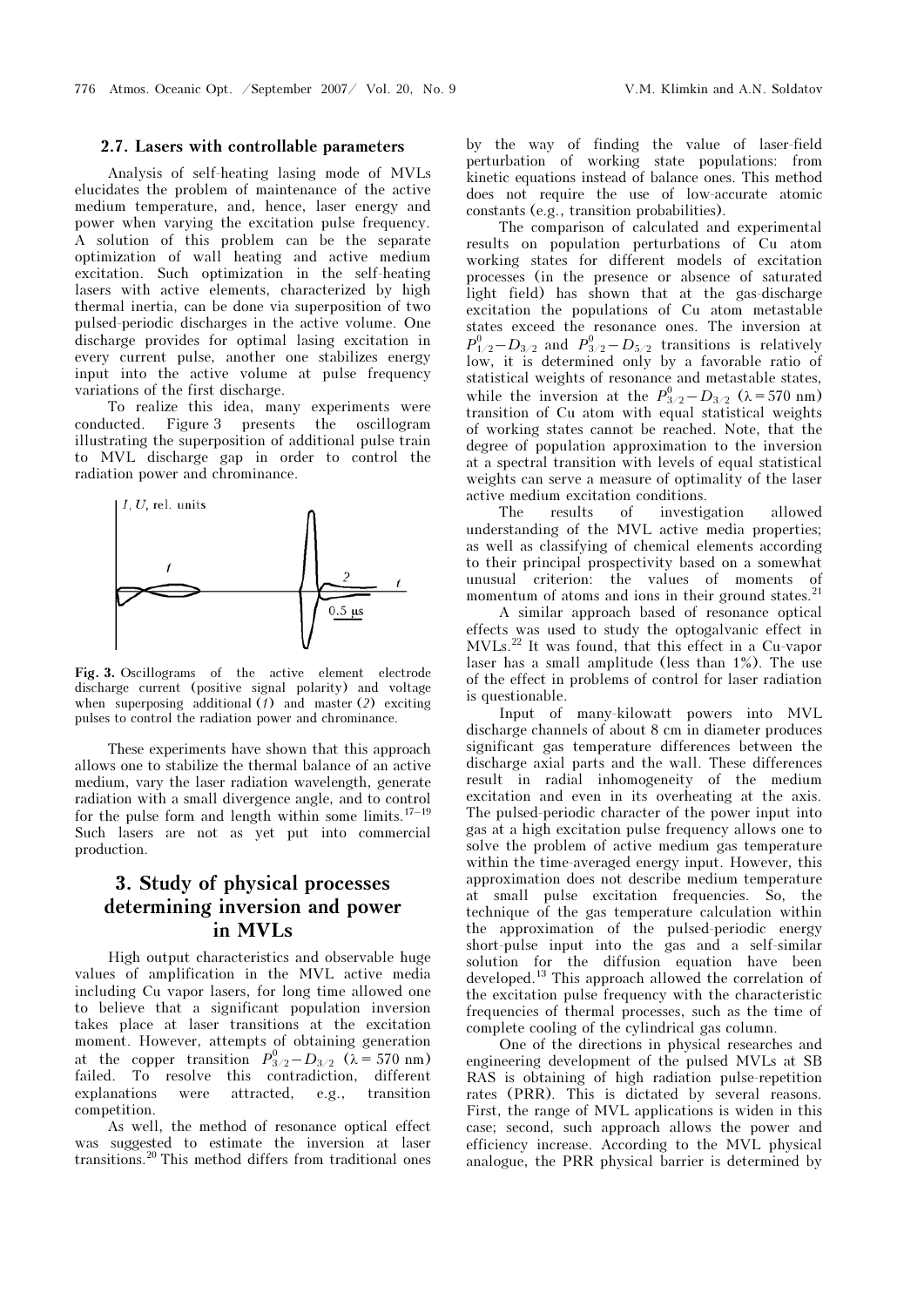### 2.7. Lasers with controllable parameters

Analysis of self-heating lasing mode of MVLs elucidates the problem of maintenance of the active medium temperature, and, hence, laser energy and power when varying the excitation pulse frequency. A solution of this problem can be the separate optimization of wall heating and active medium excitation. Such optimization in the self-heating lasers with active elements, characterized by high thermal inertia, can be done via superposition of two pulsed-periodic discharges in the active volume. One discharge provides for optimal lasing excitation in every current pulse, another one stabilizes energy input into the active volume at pulse frequency variations of the first discharge.

To realize this idea, many experiments were conducted. Figure 3 presents the oscillogram illustrating the superposition of additional pulse train to MVL discharge gap in order to control the radiation power and chrominance.

**Fig. 3.** Oscillograms of the active element electrode discharge current (positive signal polarity) and voltage when superposing additional (*1*) and master (*2*) exciting pulses to control the radiation power and chrominance.

These experiments have shown that this approach allows one to stabilize the thermal balance of an active medium, vary the laser radiation wavelength, generate radiation with a small divergence angle, and to control for the pulse form and length within some limits.[17–19] Such lasers are not as yet put into commercial production.

## 3. Study of physical processes determining inversion and power in MVLs

High output characteristics and observable huge values of amplification in the MVL active media including Cu vapor lasers, for long time allowed one to believe that a significant population inversion takes place at laser transitions at the excitation moment. However, attempts of obtaining generation at the copper transition $P^0_{3/2}-D_{3/2}$ ($\lambda = 570$ nm) failed. To resolve this contradiction, different explanations were attracted, e.g., transition competition.

As well, the method of resonance optical effect was suggested to estimate the inversion at laser transitions.[20] This method differs from traditional ones by the way of finding the value of laser-field perturbation of working state populations: from kinetic equations instead of balance ones. This method does not require the use of low-accurate atomic constants (e.g., transition probabilities).

The comparison of calculated and experimental results on population perturbations of Cu atom working states for different models of excitation processes (in the presence or absence of saturated light field) has shown that at the gas-discharge excitation the populations of Cu atom metastable states exceed the resonance ones. The inversion at $P^0_{1/2}-D_{3/2}$ and $P^0_{3/2}-D_{5/2}$ transitions is relatively low, it is determined only by a favorable ratio of statistical weights of resonance and metastable states, while the inversion at the $P^0_{3/2}-D_{3/2}$ ($\lambda = 570$ nm) transition of Cu atom with equal statistical weights of working states cannot be reached. Note, that the degree of population approximation to the inversion at a spectral transition with levels of equal statistical weights can serve a measure of optimality of the laser active medium excitation conditions.

The results of investigation allowed understanding of the MVL active media properties; as well as classifying of chemical elements according to their principal prospectivity based on a somewhat unusual criterion: the values of moments of momentum of atoms and ions in their ground states.[21]

A similar approach based of resonance optical effects was used to study the optogalvanic effect in MVLs.[22] It was found, that this effect in a Cu-vapor laser has a small amplitude (less than 1%). The use of the effect in problems of control for laser radiation is questionable.

Input of many-kilowatt powers into MVL discharge channels of about 8 cm in diameter produces significant gas temperature differences between the discharge axial parts and the wall. These differences result in radial inhomogeneity of the medium excitation and even in its overheating at the axis. The pulsed-periodic character of the power input into gas at a high excitation pulse frequency allows one to solve the problem of active medium gas temperature within the time-averaged energy input. However, this approximation does not describe medium temperature at small pulse excitation frequencies. So, the technique of the gas temperature calculation within the approximation of the pulsed-periodic energy short-pulse input into the gas and a self-similar solution for the diffusion equation have been developed.[13] This approach allowed the correlation of the excitation pulse frequency with the characteristic frequencies of thermal processes, such as the time of complete cooling of the cylindrical gas column.

One of the directions in physical researches and engineering development of the pulsed MVLs at SB RAS is obtaining of high radiation pulse-repetition rates (PRR). This is dictated by several reasons. First, the range of MVL applications is widen in this case; second, such approach allows the power and efficiency increase. According to the MVL physical analogue, the PRR physical barrier is determined by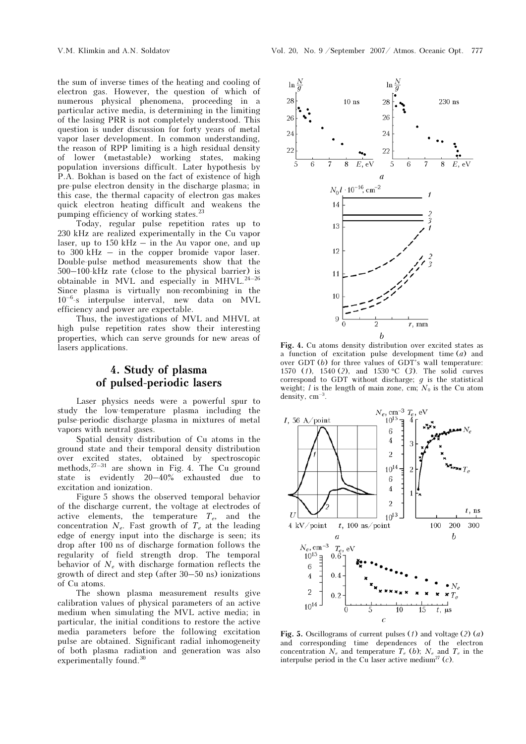the sum of inverse times of the heating and cooling of electron gas. However, the question of which of numerous physical phenomena, proceeding in a particular active media, is determining in the limiting of the lasing PRR is not completely understood. This question is under discussion for forty years of metal vapor laser development. In common understanding, the reason of RPP limiting is a high residual density of lower (metastable) working states, making population inversions difficult. Later hypothesis by P.A. Bokhan is based on the fact of existence of high pre-pulse electron density in the discharge plasma; in this case, the thermal capacity of electron gas makes quick electron heating difficult and weakens the pumping efficiency of working states.[23]

Today, regular pulse repetition rates up to 230 kHz are realized experimentally in the Cu vapor laser, up to 150 kHz – in the Au vapor one, and up to 300 kHz – in the copper bromide vapor laser. Double-pulse method measurements show that the 500–100-kHz rate (close to the physical barrier) is obtainable in MVL and especially in MHVL.[24–26] Since plasma is virtually non-recombining in the $10^{-6}$-s interpulse interval, new data on MVL efficiency and power are expectable.

Thus, the investigations of MVL and MHVL at high pulse repetition rates show their interesting properties, which can serve grounds for new areas of lasers applications.

## 4. Study of plasma of pulsed-periodic lasers

Laser physics needs were a powerful spur to study the low-temperature plasma including the pulse-periodic discharge plasma in mixtures of metal vapors with neutral gases.

Spatial density distribution of Cu atoms in the ground state and their temporal density distribution over excited states, obtained by spectroscopic methods,[27–31] are shown in Fig. 4. The Cu ground state is evidently 20–40% exhausted due to excitation and ionization.

Figure 5 shows the observed temporal behavior of the discharge current, the voltage at electrodes of active elements, the temperature $T_e$, and the concentration $N_e$. Fast growth of $T_e$ at the leading edge of energy input into the discharge is seen; its drop after 100 ns of discharge formation follows the regularity of field strength drop. The temporal behavior of $N_e$ with discharge formation reflects the growth of direct and step (after 30–50 ns) ionizations of Cu atoms.

The shown plasma measurement results give calibration values of physical parameters of an active medium when simulating the MVL active media; in particular, the initial conditions to restore the active media parameters before the following excitation pulse are obtained. Significant radial inhomogeneity of both plasma radiation and generation was also experimentally found.[30]

**Fig. 4.** Cu atoms density distribution over excited states as a function of excitation pulse development time (*a*) and over GDT (*b*) for three values of GDT's wall temperature: 1570 (*1*), 1540 (*2*), and 1530 °C (*3*). The solid curves correspond to GDT without discharge; $g$ is the statistical weight; $l$ is the length of main zone, cm; $N_0$ is the Cu atom density, $cm^{-3}$.

**Fig. 5.** Oscillograms of current pulses (*1*) and voltage (*2*) (*a*) and corresponding time dependences of the electron concentration $N_e$ and temperature $T_e$ (*b*); $N_e$ and $T_e$ in the interpulse period in the Cu laser active medium[27] (*c*).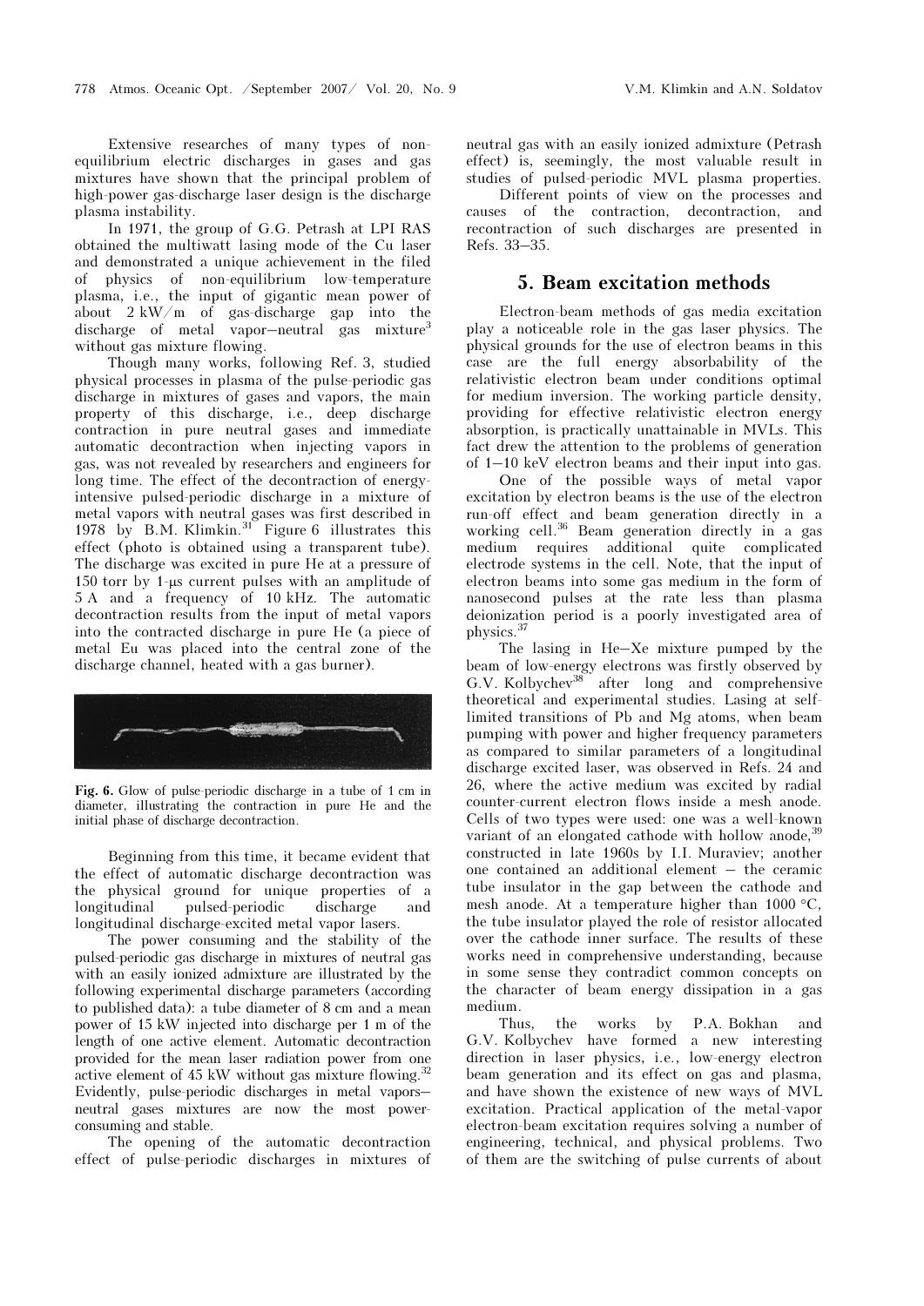Extensive researches of many types of non-equilibrium electric discharges in gases and gas mixtures have shown that the principal problem of high-power gas-discharge laser design is the discharge plasma instability.

In 1971, the group of G.G. Petrash at LPI RAS obtained the multiwatt lasing mode of the Cu laser and demonstrated a unique achievement in the filed of physics of non-equilibrium low-temperature plasma, i.e., the input of gigantic mean power of about 2 kW/m of gas-discharge gap into the discharge of metal vapor–neutral gas mixture[3] without gas mixture flowing.

Though many works, following Ref. 3, studied physical processes in plasma of the pulse-periodic gas discharge in mixtures of gases and vapors, the main property of this discharge, i.e., deep discharge contraction in pure neutral gases and immediate automatic decontraction when injecting vapors in gas, was not revealed by researchers and engineers for long time. The effect of the decontraction of energy-intensive pulsed-periodic discharge in a mixture of metal vapors with neutral gases was first described in 1978 by B.M. Klimkin.[31] Figure 6 illustrates this effect (photo is obtained using a transparent tube). The discharge was excited in pure He at a pressure of 150 torr by 1-μs current pulses with an amplitude of 5 A and a frequency of 10 kHz. The automatic decontraction results from the input of metal vapors into the contracted discharge in pure He (a piece of metal Eu was placed into the central zone of the discharge channel, heated with a gas burner).

**Fig. 6.** Glow of pulse-periodic discharge in a tube of 1 cm in diameter, illustrating the contraction in pure He and the initial phase of discharge decontraction.

Beginning from this time, it became evident that the effect of automatic discharge decontraction was the physical ground for unique properties of a longitudinal pulsed-periodic discharge and longitudinal discharge-excited metal vapor lasers.

The power consuming and the stability of the pulsed-periodic gas discharge in mixtures of neutral gas with an easily ionized admixture are illustrated by the following experimental discharge parameters (according to published data): a tube diameter of 8 cm and a mean power of 15 kW injected into discharge per 1 m of the length of one active element. Automatic decontraction provided for the mean laser radiation power from one active element of 45 kW without gas mixture flowing.[32] Evidently, pulse-periodic discharges in metal vapors–neutral gases mixtures are now the most power-consuming and stable.

The opening of the automatic decontraction effect of pulse-periodic discharges in mixtures of neutral gas with an easily ionized admixture (Petrash effect) is, seemingly, the most valuable result in studies of pulsed-periodic MVL plasma properties.

Different points of view on the processes and causes of the contraction, decontraction, and recontraction of such discharges are presented in Refs. 33–35.

## 5. Beam excitation methods

Electron-beam methods of gas media excitation play a noticeable role in the gas laser physics. The physical grounds for the use of electron beams in this case are the full energy absorbability of the relativistic electron beam under conditions optimal for medium inversion. The working particle density, providing for effective relativistic electron energy absorption, is practically unattainable in MVLs. This fact drew the attention to the problems of generation of 1–10 keV electron beams and their input into gas.

One of the possible ways of metal vapor excitation by electron beams is the use of the electron run-off effect and beam generation directly in a working cell.[36] Beam generation directly in a gas medium requires additional quite complicated electrode systems in the cell. Note, that the input of electron beams into some gas medium in the form of nanosecond pulses at the rate less than plasma deionization period is a poorly investigated area of physics.[37]

The lasing in He–Xe mixture pumped by the beam of low-energy electrons was firstly observed by G.V. Kolbychev[38] after long and comprehensive theoretical and experimental studies. Lasing at self-limited transitions of Pb and Mg atoms, when beam pumping with power and higher frequency parameters as compared to similar parameters of a longitudinal discharge excited laser, was observed in Refs. 24 and 26, where the active medium was excited by radial counter-current electron flows inside a mesh anode. Cells of two types were used: one was a well-known variant of an elongated cathode with hollow anode,[39] constructed in late 1960s by I.I. Muraviev; another one contained an additional element – the ceramic tube insulator in the gap between the cathode and mesh anode. At a temperature higher than 1000 °C, the tube insulator played the role of resistor allocated over the cathode inner surface. The results of these works need in comprehensive understanding, because in some sense they contradict common concepts on the character of beam energy dissipation in a gas medium.

Thus, the works by P.A. Bokhan and G.V. Kolbychev have formed a new interesting direction in laser physics, i.e., low-energy electron beam generation and its effect on gas and plasma, and have shown the existence of new ways of MVL excitation. Practical application of the metal-vapor electron-beam excitation requires solving a number of engineering, technical, and physical problems. Two of them are the switching of pulse currents of about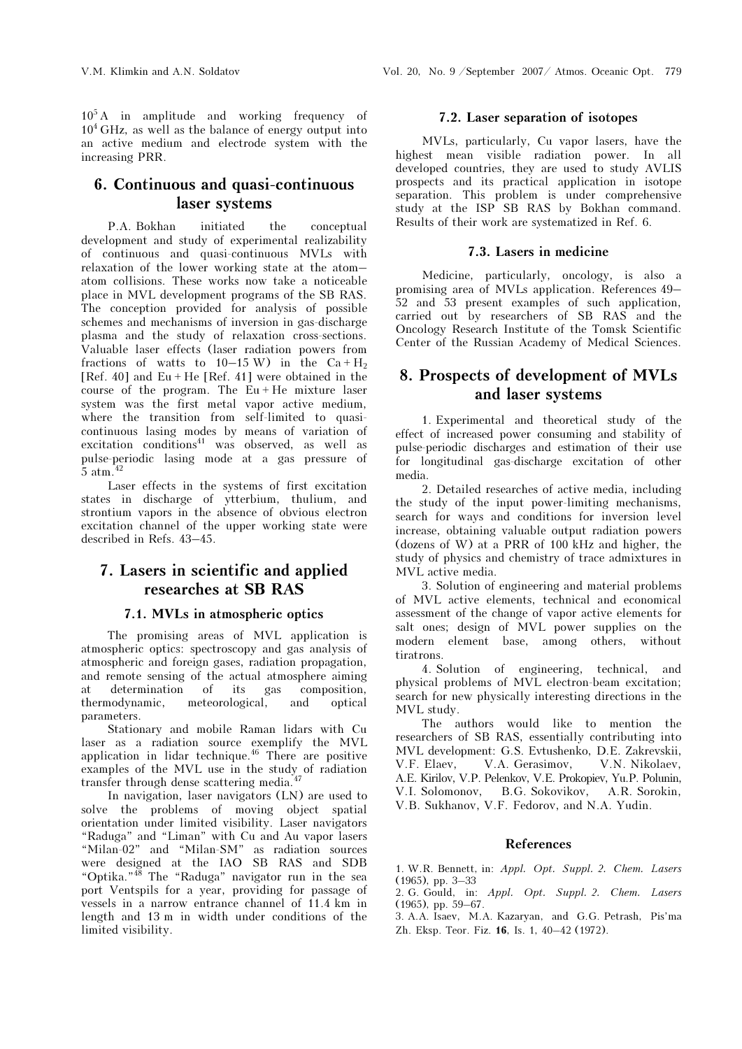$10^5$ A in amplitude and working frequency of $10^4$ GHz, as well as the balance of energy output into an active medium and electrode system with the increasing PRR.

## 6. Continuous and quasi-continuous laser systems

P.A. Bokhan initiated the conceptual development and study of experimental realizability of continuous and quasi-continuous MVLs with relaxation of the lower working state at the atom–atom collisions. These works now take a noticeable place in MVL development programs of the SB RAS. The conception provided for analysis of possible schemes and mechanisms of inversion in gas-discharge plasma and the study of relaxation cross-sections. Valuable laser effects (laser radiation powers from fractions of watts to 10–15 W) in the $Ca + H_2$ [Ref. 40] and Eu + He [Ref. 41] were obtained in the course of the program. The Eu + He mixture laser system was the first metal vapor active medium, where the transition from self-limited to quasi-continuous lasing modes by means of variation of excitation conditions[41] was observed, as well as pulse-periodic lasing mode at a gas pressure of 5 atm.[42]

Laser effects in the systems of first excitation states in discharge of ytterbium, thulium, and strontium vapors in the absence of obvious electron excitation channel of the upper working state were described in Refs. 43–45.

## 7. Lasers in scientific and applied researches at SB RAS

### 7.1. MVLs in atmospheric optics

The promising areas of MVL application is atmospheric optics: spectroscopy and gas analysis of atmospheric and foreign gases, radiation propagation, and remote sensing of the actual atmosphere aiming at determination of its gas composition, thermodynamic, meteorological, and optical parameters.

Stationary and mobile Raman lidars with Cu laser as a radiation source exemplify the MVL application in lidar technique.[46] There are positive examples of the MVL use in the study of radiation transfer through dense scattering media.[47]

In navigation, laser navigators (LN) are used to solve the problems of moving object spatial orientation under limited visibility. Laser navigators "Raduga" and "Liman" with Cu and Au vapor lasers "Milan-02" and "Milan-SM" as radiation sources were designed at the IAO SB RAS and SDB "Optika."[48] The "Raduga" navigator run in the sea port Ventspils for a year, providing for passage of vessels in a narrow entrance channel of 11.4 km in length and 13 m in width under conditions of the limited visibility.

### 7.2. Laser separation of isotopes

MVLs, particularly, Cu vapor lasers, have the highest mean visible radiation power. In all developed countries, they are used to study AVLIS prospects and its practical application in isotope separation. This problem is under comprehensive study at the ISP SB RAS by Bokhan command. Results of their work are systematized in Ref. 6.

### 7.3. Lasers in medicine

Medicine, particularly, oncology, is also a promising area of MVLs application. References 49–52 and 53 present examples of such application, carried out by researchers of SB RAS and the Oncology Research Institute of the Tomsk Scientific Center of the Russian Academy of Medical Sciences.

## 8. Prospects of development of MVLs and laser systems

1. Experimental and theoretical study of the effect of increased power consuming and stability of pulse-periodic discharges and estimation of their use for longitudinal gas-discharge excitation of other media.

2. Detailed researches of active media, including the study of the input power-limiting mechanisms, search for ways and conditions for inversion level increase, obtaining valuable output radiation powers (dozens of W) at a PRR of 100 kHz and higher, the study of physics and chemistry of trace admixtures in MVL active media.

3. Solution of engineering and material problems of MVL active elements, technical and economical assessment of the change of vapor active elements for salt ones; design of MVL power supplies on the modern element base, among others, without tiratrons.

4. Solution of engineering, technical, and physical problems of MVL electron-beam excitation; search for new physically interesting directions in the MVL study.

The authors would like to mention the researchers of SB RAS, essentially contributing into MVL development: G.S. Evtushenko, D.E. Zakrevskii, V.F. Elaev, V.A. Gerasimov, V.N. Nikolaev, A.E. Kirilov, V.P. Pelenkov, V.E. Prokopiev, Yu.P. Polunin, V.I. Solomonov, B.G. Sokovikov, A.R. Sorokin, V.B. Sukhanov, V.F. Fedorov, and N.A. Yudin.

### References

1. W.R. Bennett, in: *Appl. Opt. Suppl. 2. Chem. Lasers* (1965), pp. 3–33
2. G. Gould, in: *Appl. Opt. Suppl. 2. Chem. Lasers* (1965), pp. 59–67.
3. A.A. Isaev, M.A. Kazaryan, and G.G. Petrash, Pis'ma Zh. Eksp. Teor. Fiz. **16**, Is. 1, 40–42 (1972).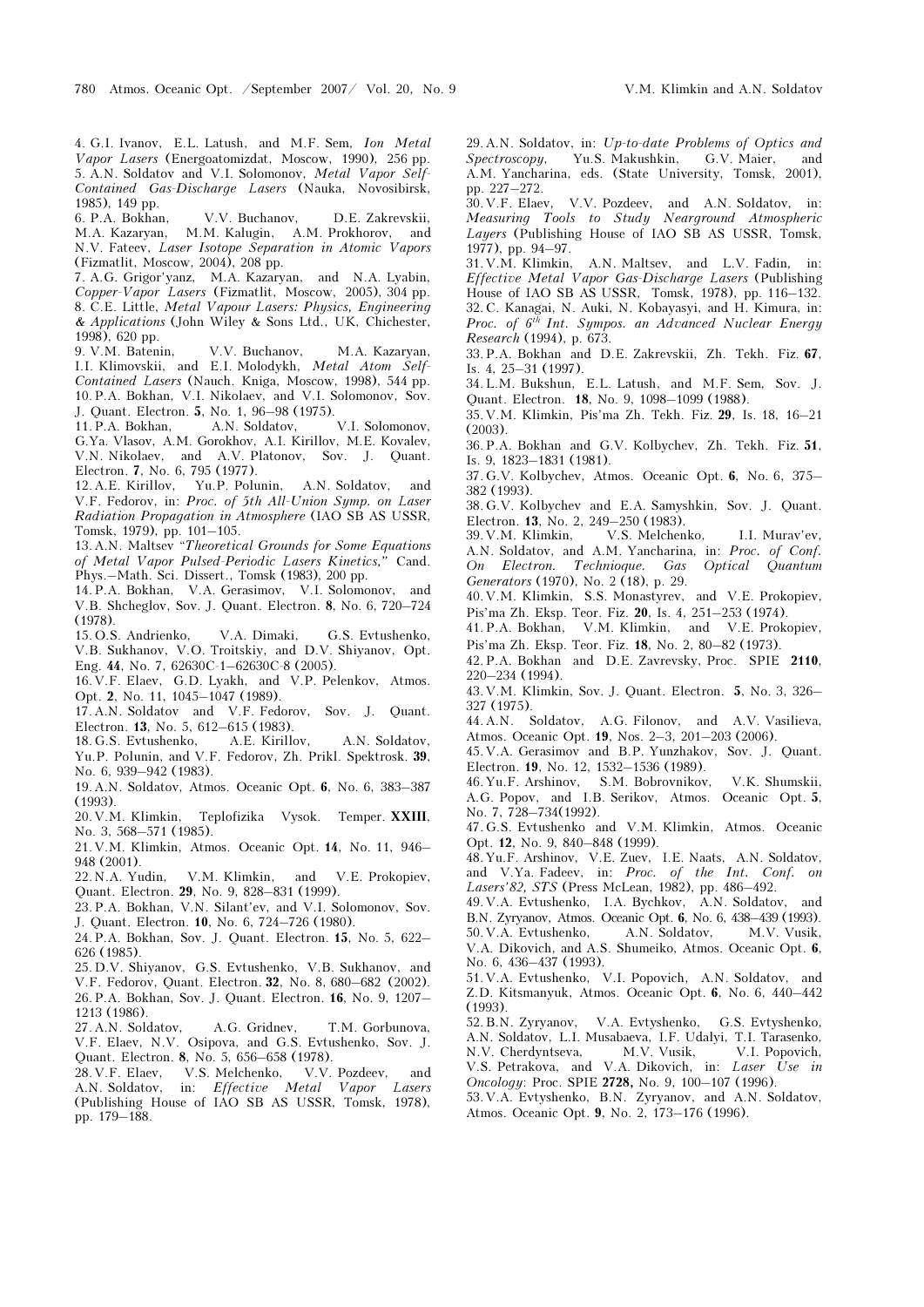4. G.I. Ivanov, E.L. Latush, and M.F. Sem, *Ion Metal Vapor Lasers* (Energoatomizdat, Moscow, 1990), 256 pp.

5. A.N. Soldatov and V.I. Solomonov, *Metal Vapor Self-Contained Gas-Discharge Lasers* (Nauka, Novosibirsk, 1985), 149 pp.

6. P.A. Bokhan, V.V. Buchanov, D.E. Zakrevskii, M.A. Kazaryan, M.M. Kalugin, A.M. Prokhorov, and N.V. Fateev, *Laser Isotope Separation in Atomic Vapors* (Fizmatlit, Moscow, 2004), 208 pp.

7. A.G. Grigor'yanz, M.A. Kazaryan, and N.A. Lyabin, *Copper-Vapor Lasers* (Fizmatlit, Moscow, 2005), 304 pp.

8. C.E. Little, *Metal Vapour Lasers: Physics, Engineering & Applications* (John Wiley & Sons Ltd., UK, Chichester, 1998), 620 pp.

9. V.M. Batenin, V.V. Buchanov, M.A. Kazaryan, I.I. Klimovskii, and E.I. Molodykh, *Metal Atom Self-Contained Lasers* (Nauch. Kniga, Moscow, 1998), 544 pp.

10. P.A. Bokhan, V.I. Nikolaev, and V.I. Solomonov, Sov. J. Quant. Electron. **5**, No. 1, 96–98 (1975).

11. P.A. Bokhan, A.N. Soldatov, V.I. Solomonov, G.Ya. Vlasov, A.M. Gorokhov, A.I. Kirillov, M.E. Kovalev, V.N. Nikolaev, and A.V. Platonov, Sov. J. Quant. Electron. **7**, No. 6, 795 (1977).

12. A.E. Kirillov, Yu.P. Polunin, A.N. Soldatov, and V.F. Fedorov, in: *Proc. of 5th All-Union Symp. on Laser Radiation Propagation in Atmosphere* (IAO SB AS USSR, Tomsk, 1979), pp. 101–105.

13. A.N. Maltsev *"Theoretical Grounds for Some Equations of Metal Vapor Pulsed-Periodic Lasers Kinetics,"* Cand. Phys.–Math. Sci. Dissert., Tomsk (1983), 200 pp.

14. P.A. Bokhan, V.A. Gerasimov, V.I. Solomonov, and V.B. Shcheglov, Sov. J. Quant. Electron. **8**, No. 6, 720–724 (1978).

15. O.S. Andrienko, V.A. Dimaki, G.S. Evtushenko, V.B. Sukhanov, V.O. Troitskiy, and D.V. Shiyanov, Opt. Eng. **44**, No. 7, 62630C-1–62630C-8 (2005).

16. V.F. Elaev, G.D. Lyakh, and V.P. Pelenkov, Atmos. Opt. **2**, No. 11, 1045–1047 (1989).

17. A.N. Soldatov and V.F. Fedorov, Sov. J. Quant. Electron. **13**, No. 5, 612–615 (1983).

18. G.S. Evtushenko, A.E. Kirillov, A.N. Soldatov, Yu.P. Polunin, and V.F. Fedorov, Zh. Prikl. Spektrosk. **39**, No. 6, 939–942 (1983).

19. A.N. Soldatov, Atmos. Oceanic Opt. **6**, No. 6, 383–387 (1993).

20. V.M. Klimkin, Teplofizika Vysok. Temper. **XXIII**, No. 3, 568–571 (1985).

21. V.M. Klimkin, Atmos. Oceanic Opt. **14**, No. 11, 946–948 (2001).

22. N.A. Yudin, V.M. Klimkin, and V.E. Prokopiev, Quant. Electron. **29**, No. 9, 828–831 (1999).

23. P.A. Bokhan, V.N. Silant'ev, and V.I. Solomonov, Sov. J. Quant. Electron. **10**, No. 6, 724–726 (1980).

24. P.A. Bokhan, Sov. J. Quant. Electron. **15**, No. 5, 622–626 (1985).

25. D.V. Shiyanov, G.S. Evtushenko, V.B. Sukhanov, and V.F. Fedorov, Quant. Electron. **32**, No. 8, 680–682 (2002).

26. P.A. Bokhan, Sov. J. Quant. Electron. **16**, No. 9, 1207–1213 (1986).

27. A.N. Soldatov, A.G. Gridnev, T.M. Gorbunova, V.F. Elaev, N.V. Osipova, and G.S. Evtushenko, Sov. J. Quant. Electron. **8**, No. 5, 656–658 (1978).

28. V.F. Elaev, V.S. Melchenko, V.V. Pozdeev, and A.N. Soldatov, in: *Effective Metal Vapor Lasers* (Publishing House of IAO SB AS USSR, Tomsk, 1978), pp. 179–188.

29. A.N. Soldatov, in: *Up-to-date Problems of Optics and Spectroscopy*, Yu.S. Makushkin, G.V. Maier, and A.M. Yancharina, eds. (State University, Tomsk, 2001), pp. 227–272.

30. V.F. Elaev, V.V. Pozdeev, and A.N. Soldatov, in: *Measuring Tools to Study Nearground Atmospheric Layers* (Publishing House of IAO SB AS USSR, Tomsk, 1977), pp. 94–97.

31. V.M. Klimkin, A.N. Maltsev, and L.V. Fadin, in: *Effective Metal Vapor Gas-Discharge Lasers* (Publishing House of IAO SB AS USSR, Tomsk, 1978), pp. 116–132.

32. C. Kanagai, N. Auki, N. Kobayasyi, and H. Kimura, in: *Proc. of 6th Int. Sympos. an Advanced Nuclear Energy Research* (1994), p. 673.

33. P.A. Bokhan and D.E. Zakrevskii, Zh. Tekh. Fiz. **67**, Is. 4, 25–31 (1997).

34. L.M. Bukshun, E.L. Latush, and M.F. Sem, Sov. J. Quant. Electron. **18**, No. 9, 1098–1099 (1988).

35. V.M. Klimkin, Pis'ma Zh. Tekh. Fiz. **29**, Is. 18, 16–21 (2003).

36. P.A. Bokhan and G.V. Kolbychev, Zh. Tekh. Fiz. **51**, Is. 9, 1823–1831 (1981).

37. G.V. Kolbychev, Atmos. Oceanic Opt. **6**, No. 6, 375–382 (1993).

38. G.V. Kolbychev and E.A. Samyshkin, Sov. J. Quant. Electron. **13**, No. 2, 249–250 (1983).

39. V.M. Klimkin, V.S. Melchenko, I.I. Murav'ev, A.N. Soldatov, and A.M. Yancharina, in: *Proc. of Conf. On Electron. Technioque. Gas Optical Quantum Generators* (1970), No. 2 (18), p. 29.

40. V.M. Klimkin, S.S. Monastyrev, and V.E. Prokopiev, Pis'ma Zh. Eksp. Teor. Fiz. **20**, Is. 4, 251–253 (1974).

41. P.A. Bokhan, V.M. Klimkin, and V.E. Prokopiev, Pis'ma Zh. Eksp. Teor. Fiz. **18**, No. 2, 80–82 (1973).

42. P.A. Bokhan and D.E. Zavrevsky, Proc. SPIE **2110**, 220–234 (1994).

43. V.M. Klimkin, Sov. J. Quant. Electron. **5**, No. 3, 326–327 (1975).

44. A.N. Soldatov, A.G. Filonov, and A.V. Vasilieva, Atmos. Oceanic Opt. **19**, Nos. 2–3, 201–203 (2006).

45. V.A. Gerasimov and B.P. Yunzhakov, Sov. J. Quant. Electron. **19**, No. 12, 1532–1536 (1989).

46. Yu.F. Arshinov, S.M. Bobrovnikov, V.K. Shumskii, A.G. Popov, and I.B. Serikov, Atmos. Oceanic Opt. **5**, No. 7, 728–734(1992).

47. G.S. Evtushenko and V.M. Klimkin, Atmos. Oceanic Opt. **12**, No. 9, 840–848 (1999).

48. Yu.F. Arshinov, V.E. Zuev, I.E. Naats, A.N. Soldatov, and V.Ya. Fadeev, in: *Proc. of the Int. Conf. on Lasers'82, STS* (Press McLean, 1982), pp. 486–492.

49. V.A. Evtushenko, I.A. Bychkov, A.N. Soldatov, and B.N. Zyryanov, Atmos. Oceanic Opt. **6**, No. 6, 438–439 (1993).

50. V.A. Evtushenko, A.N. Soldatov, M.V. Vusik, V.A. Dikovich, and A.S. Shumeiko, Atmos. Oceanic Opt. **6**, No. 6, 436–437 (1993).

51. V.A. Evtushenko, V.I. Popovich, A.N. Soldatov, and Z.D. Kitsmanyuk, Atmos. Oceanic Opt. **6**, No. 6, 440–442 (1993).

52. B.N. Zyryanov, V.A. Evtyshenko, G.S. Evtyshenko, A.N. Soldatov, L.I. Musabaeva, I.F. Udalyi, T.I. Tarasenko, N.V. Cherdyntseva, M.V. Vusik, V.I. Popovich, V.S. Petrakova, and V.A. Dikovich, in: *Laser Use in Oncology*: Proc. SPIE **2728**, No. 9, 100–107 (1996).

53. V.A. Evtyshenko, B.N. Zyryanov, and A.N. Soldatov, Atmos. Oceanic Opt. **9**, No. 2, 173–176 (1996).